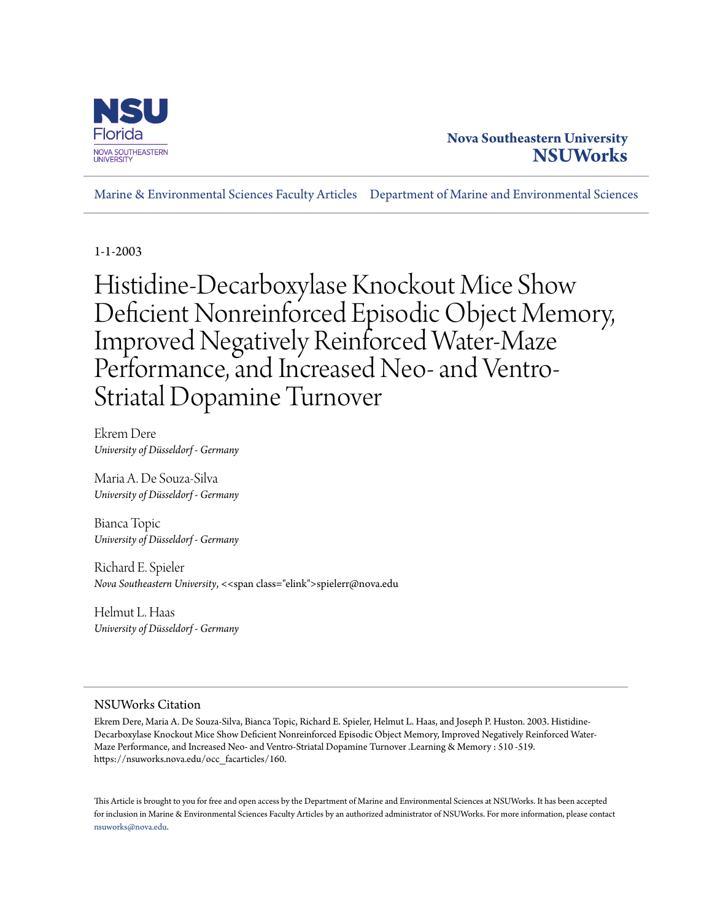Nova Southeastern University
**NSUWorks**

Marine & Environmental Sciences Faculty Articles | Department of Marine and Environmental Sciences

1-1-2003

# Histidine-Decarboxylase Knockout Mice Show Deficient Nonreinforced Episodic Object Memory, Improved Negatively Reinforced Water-Maze Performance, and Increased Neo- and Ventro-Striatal Dopamine Turnover

Ekrem Dere
*University of Düsseldorf - Germany*

Maria A. De Souza-Silva
*University of Düsseldorf - Germany*

Bianca Topic
*University of Düsseldorf - Germany*

Richard E. Spieler
*Nova Southeastern University*, <<span class="elink">spielerr@nova.edu

Helmut L. Haas
*University of Düsseldorf - Germany*

## NSUWorks Citation

Ekrem Dere, Maria A. De Souza-Silva, Bianca Topic, Richard E. Spieler, Helmut L. Haas, and Joseph P. Huston. 2003. Histidine-Decarboxylase Knockout Mice Show Deficient Nonreinforced Episodic Object Memory, Improved Negatively Reinforced Water-Maze Performance, and Increased Neo- and Ventro-Striatal Dopamine Turnover .Learning & Memory : 510 -519. https://nsuworks.nova.edu/occ_facarticles/160.

This Article is brought to you for free and open access by the Department of Marine and Environmental Sciences at NSUWorks. It has been accepted for inclusion in Marine & Environmental Sciences Faculty Articles by an authorized administrator of NSUWorks. For more information, please contact nsuworks@nova.edu.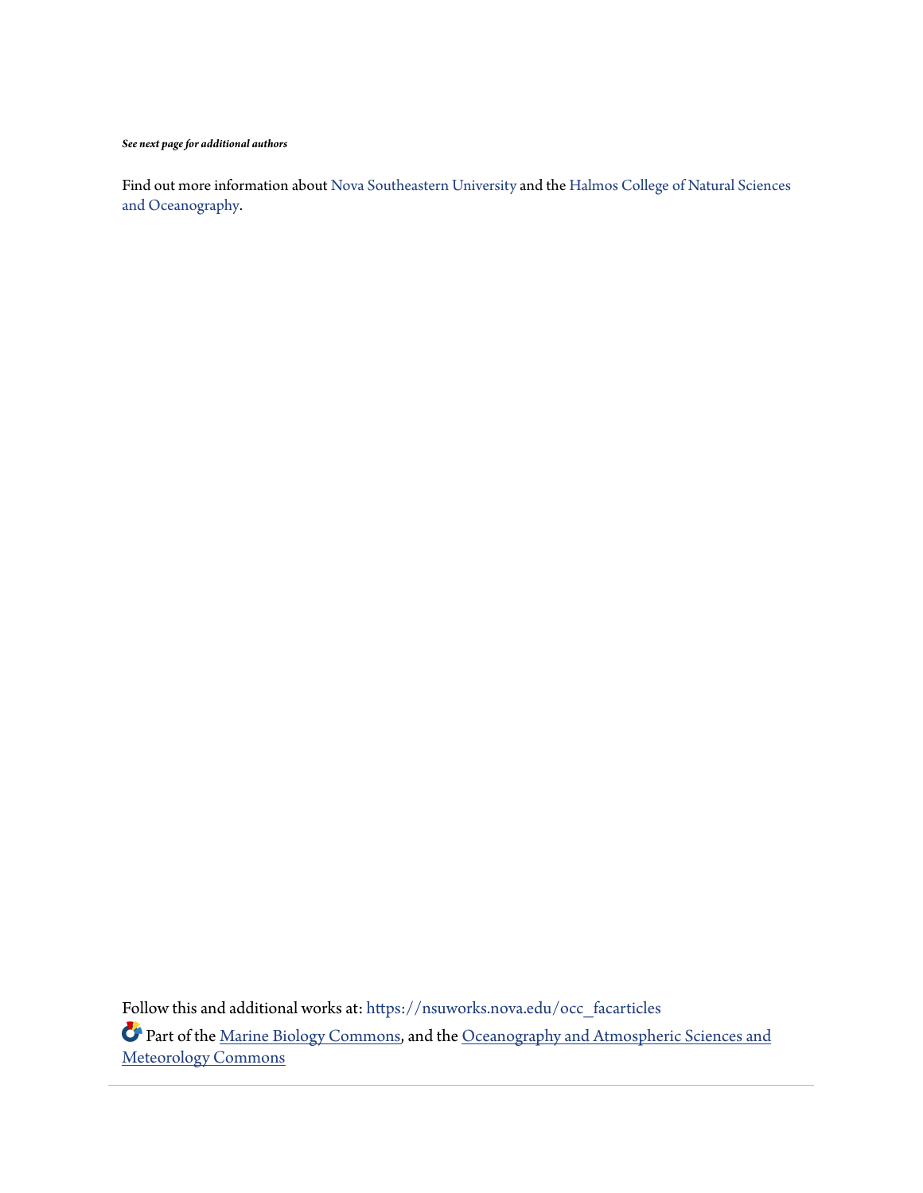***See next page for additional authors***

Find out more information about Nova Southeastern University and the Halmos College of Natural Sciences and Oceanography.

Follow this and additional works at: https://nsuworks.nova.edu/occ_facarticles

Part of the Marine Biology Commons, and the Oceanography and Atmospheric Sciences and Meteorology Commons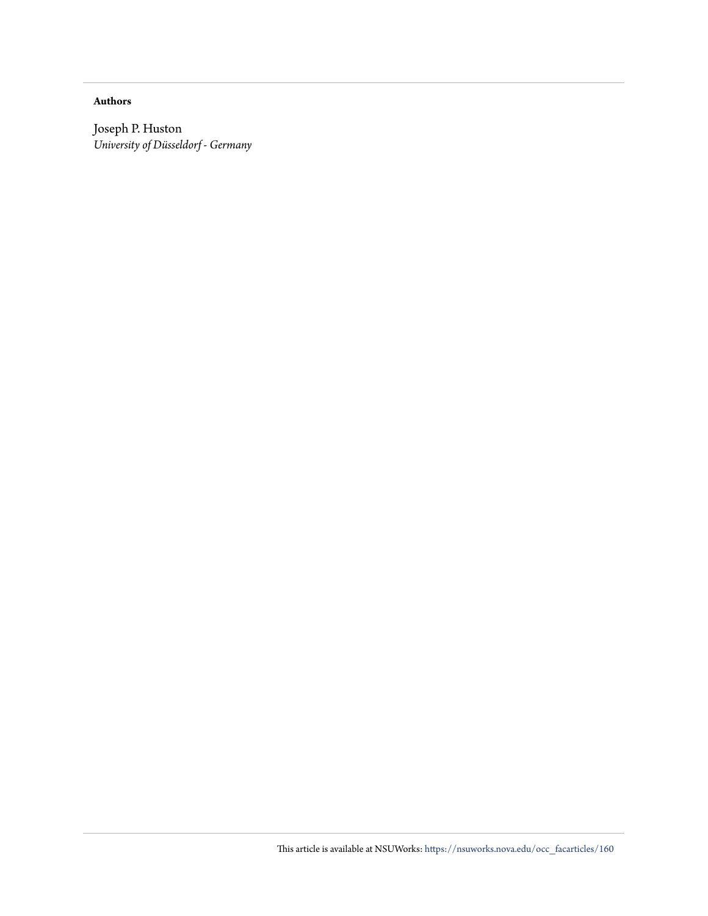**Authors**

Joseph P. Huston
*University of Düsseldorf - Germany*

This article is available at NSUWorks: https://nsuworks.nova.edu/occ_facarticles/160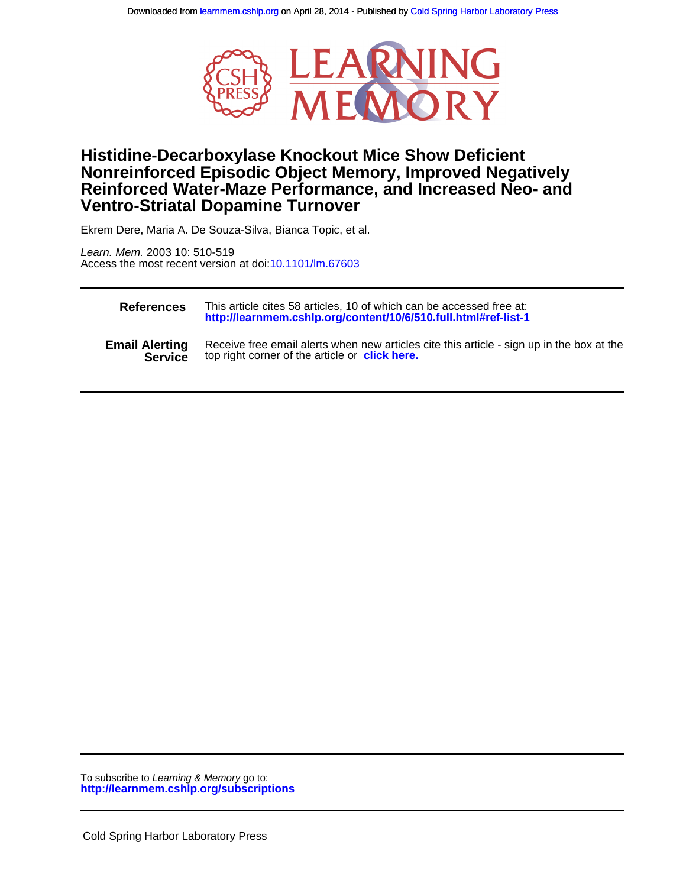Downloaded from learnmem.cshlp.org on April 28, 2014 - Published by Cold Spring Harbor Laboratory Press

# Histidine-Decarboxylase Knockout Mice Show Deficient Nonreinforced Episodic Object Memory, Improved Negatively Reinforced Water-Maze Performance, and Increased Neo- and Ventro-Striatal Dopamine Turnover

Ekrem Dere, Maria A. De Souza-Silva, Bianca Topic, et al.

*Learn. Mem.* 2003 10: 510-519
Access the most recent version at doi:10.1101/lm.67603

| | |
|---|---|
| **References** | This article cites 58 articles, 10 of which can be accessed free at: **http://learnmem.cshlp.org/content/10/6/510.full.html#ref-list-1** |
| **Email Alerting Service** | Receive free email alerts when new articles cite this article - sign up in the box at the top right corner of the article or **click here.** |

To subscribe to *Learning & Memory* go to:
**http://learnmem.cshlp.org/subscriptions**

Cold Spring Harbor Laboratory Press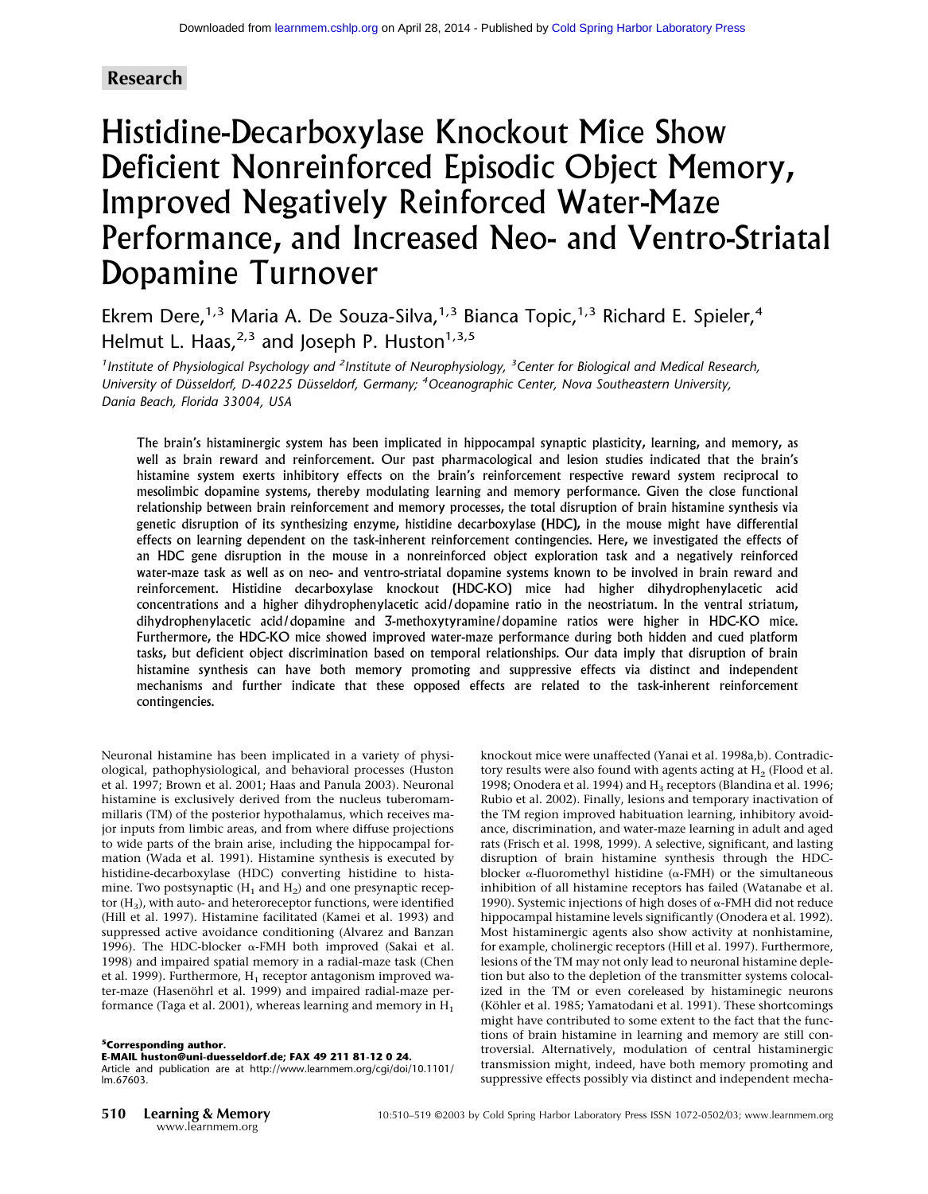Research

# Histidine-Decarboxylase Knockout Mice Show Deficient Nonreinforced Episodic Object Memory, Improved Negatively Reinforced Water-Maze Performance, and Increased Neo- and Ventro-Striatal Dopamine Turnover

Ekrem Dere,[1,3] Maria A. De Souza-Silva,[1,3] Bianca Topic,[1,3] Richard E. Spieler,[4] Helmut L. Haas,[2,3] and Joseph P. Huston[1,3,5]

*[1]Institute of Physiological Psychology and [2]Institute of Neurophysiology, [3]Center for Biological and Medical Research, University of Düsseldorf, D-40225 Düsseldorf, Germany; [4]Oceanographic Center, Nova Southeastern University, Dania Beach, Florida 33004, USA*

**The brain's histaminergic system has been implicated in hippocampal synaptic plasticity, learning, and memory, as well as brain reward and reinforcement. Our past pharmacological and lesion studies indicated that the brain's histamine system exerts inhibitory effects on the brain's reinforcement respective reward system reciprocal to mesolimbic dopamine systems, thereby modulating learning and memory performance. Given the close functional relationship between brain reinforcement and memory processes, the total disruption of brain histamine synthesis via genetic disruption of its synthesizing enzyme, histidine decarboxylase (HDC), in the mouse might have differential effects on learning dependent on the task-inherent reinforcement contingencies. Here, we investigated the effects of an HDC gene disruption in the mouse in a nonreinforced object exploration task and a negatively reinforced water-maze task as well as on neo- and ventro-striatal dopamine systems known to be involved in brain reward and reinforcement. Histidine decarboxylase knockout (HDC-KO) mice had higher dihydrophenylacetic acid concentrations and a higher dihydrophenylacetic acid/dopamine ratio in the neostriatum. In the ventral striatum, dihydrophenylacetic acid/dopamine and 3-methoxytyramine/dopamine ratios were higher in HDC-KO mice. Furthermore, the HDC-KO mice showed improved water-maze performance during both hidden and cued platform tasks, but deficient object discrimination based on temporal relationships. Our data imply that disruption of brain histamine synthesis can have both memory promoting and suppressive effects via distinct and independent mechanisms and further indicate that these opposed effects are related to the task-inherent reinforcement contingencies.**

Neuronal histamine has been implicated in a variety of physiological, pathophysiological, and behavioral processes (Huston et al. 1997; Brown et al. 2001; Haas and Panula 2003). Neuronal histamine is exclusively derived from the nucleus tuberomammillaris (TM) of the posterior hypothalamus, which receives major inputs from limbic areas, and from where diffuse projections to wide parts of the brain arise, including the hippocampal formation (Wada et al. 1991). Histamine synthesis is executed by histidine-decarboxylase (HDC) converting histidine to histamine. Two postsynaptic ($H_1$ and $H_2$) and one presynaptic receptor ($H_3$), with auto- and heteroreceptor functions, were identified (Hill et al. 1997). Histamine facilitated (Kamei et al. 1993) and suppressed active avoidance conditioning (Alvarez and Banzan 1996). The HDC-blocker α-FMH both improved (Sakai et al. 1998) and impaired spatial memory in a radial-maze task (Chen et al. 1999). Furthermore, $H_1$ receptor antagonism improved water-maze (Hasenöhrl et al. 1999) and impaired radial-maze performance (Taga et al. 2001), whereas learning and memory in $H_1$ knockout mice were unaffected (Yanai et al. 1998a,b). Contradictory results were also found with agents acting at $H_2$ (Flood et al. 1998; Onodera et al. 1994) and $H_3$ receptors (Blandina et al. 1996; Rubio et al. 2002). Finally, lesions and temporary inactivation of the TM region improved habituation learning, inhibitory avoidance, discrimination, and water-maze learning in adult and aged rats (Frisch et al. 1998, 1999). A selective, significant, and lasting disruption of brain histamine synthesis through the HDC-blocker α-fluoromethyl histidine (α-FMH) or the simultaneous inhibition of all histamine receptors has failed (Watanabe et al. 1990). Systemic injections of high doses of α-FMH did not reduce hippocampal histamine levels significantly (Onodera et al. 1992). Most histaminergic agents also show activity at nonhistamine, for example, cholinergic receptors (Hill et al. 1997). Furthermore, lesions of the TM may not only lead to neuronal histamine depletion but also to the depletion of the transmitter systems colocalized in the TM or even coreleased by histaminegic neurons (Köhler et al. 1985; Yamatodani et al. 1991). These shortcomings might have contributed to some extent to the fact that the functions of brain histamine in learning and memory are still controversial. Alternatively, modulation of central histaminergic transmission might, indeed, have both memory promoting and suppressive effects possibly via distinct and independent mecha-

[5]Corresponding author.
E-MAIL huston@uni-duesseldorf.de; FAX 49 211 81-12 0 24.
Article and publication are at http://www.learnmem.org/cgi/doi/10.1101/lm.67603.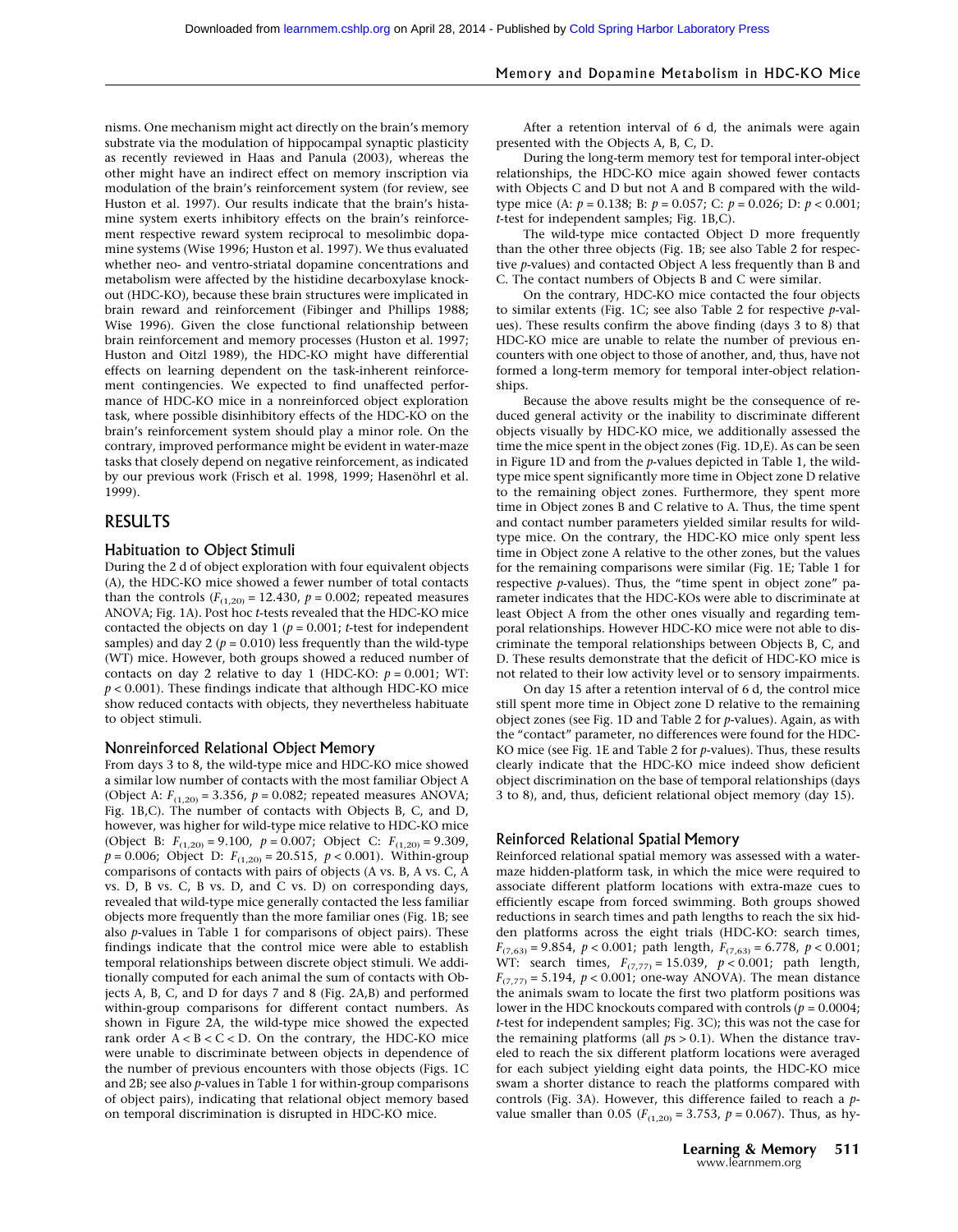nisms. One mechanism might act directly on the brain's memory substrate via the modulation of hippocampal synaptic plasticity as recently reviewed in Haas and Panula (2003), whereas the other might have an indirect effect on memory inscription via modulation of the brain's reinforcement system (for review, see Huston et al. 1997). Our results indicate that the brain's histamine system exerts inhibitory effects on the brain's reinforcement respective reward system reciprocal to mesolimbic dopamine systems (Wise 1996; Huston et al. 1997). We thus evaluated whether neo- and ventro-striatal dopamine concentrations and metabolism were affected by the histidine decarboxylase knockout (HDC-KO), because these brain structures were implicated in brain reward and reinforcement (Fibinger and Phillips 1988; Wise 1996). Given the close functional relationship between brain reinforcement and memory processes (Huston et al. 1997; Huston and Oitzl 1989), the HDC-KO might have differential effects on learning dependent on the task-inherent reinforcement contingencies. We expected to find unaffected performance of HDC-KO mice in a nonreinforced object exploration task, where possible disinhibitory effects of the HDC-KO on the brain's reinforcement system should play a minor role. On the contrary, improved performance might be evident in water-maze tasks that closely depend on negative reinforcement, as indicated by our previous work (Frisch et al. 1998, 1999; Hasenöhrl et al. 1999).

## RESULTS

### Habituation to Object Stimuli

During the 2 d of object exploration with four equivalent objects (A), the HDC-KO mice showed a fewer number of total contacts than the controls ($F_{(1,20)} = 12.430$, $p = 0.002$; repeated measures ANOVA; Fig. 1A). Post hoc *t*-tests revealed that the HDC-KO mice contacted the objects on day 1 ($p = 0.001$; *t*-test for independent samples) and day 2 ($p = 0.010$) less frequently than the wild-type (WT) mice. However, both groups showed a reduced number of contacts on day 2 relative to day 1 (HDC-KO: $p = 0.001$; WT: $p < 0.001$). These findings indicate that although HDC-KO mice show reduced contacts with objects, they nevertheless habituate to object stimuli.

### Nonreinforced Relational Object Memory

From days 3 to 8, the wild-type mice and HDC-KO mice showed a similar low number of contacts with the most familiar Object A (Object A: $F_{(1,20)} = 3.356$, $p = 0.082$; repeated measures ANOVA; Fig. 1B,C). The number of contacts with Objects B, C, and D, however, was higher for wild-type mice relative to HDC-KO mice (Object B: $F_{(1,20)} = 9.100$, $p = 0.007$; Object C: $F_{(1,20)} = 9.309$, $p = 0.006$; Object D: $F_{(1,20)} = 20.515$, $p < 0.001$). Within-group comparisons of contacts with pairs of objects (A vs. B, A vs. C, A vs. D, B vs. C, B vs. D, and C vs. D) on corresponding days, revealed that wild-type mice generally contacted the less familiar objects more frequently than the more familiar ones (Fig. 1B; see also *p*-values in Table 1 for comparisons of object pairs). These findings indicate that the control mice were able to establish temporal relationships between discrete object stimuli. We additionally computed for each animal the sum of contacts with Objects A, B, C, and D for days 7 and 8 (Fig. 2A,B) and performed within-group comparisons for different contact numbers. As shown in Figure 2A, the wild-type mice showed the expected rank order A < B < C < D. On the contrary, the HDC-KO mice were unable to discriminate between objects in dependence of the number of previous encounters with those objects (Figs. 1C and 2B; see also *p*-values in Table 1 for within-group comparisons of object pairs), indicating that relational object memory based on temporal discrimination is disrupted in HDC-KO mice.

After a retention interval of 6 d, the animals were again presented with the Objects A, B, C, D.

During the long-term memory test for temporal inter-object relationships, the HDC-KO mice again showed fewer contacts with Objects C and D but not A and B compared with the wild-type mice (A: $p = 0.138$; B: $p = 0.057$; C: $p = 0.026$; D: $p < 0.001$; *t*-test for independent samples; Fig. 1B,C).

The wild-type mice contacted Object D more frequently than the other three objects (Fig. 1B; see also Table 2 for respective *p*-values) and contacted Object A less frequently than B and C. The contact numbers of Objects B and C were similar.

On the contrary, HDC-KO mice contacted the four objects to similar extents (Fig. 1C; see also Table 2 for respective *p*-values). These results confirm the above finding (days 3 to 8) that HDC-KO mice are unable to relate the number of previous encounters with one object to those of another, and, thus, have not formed a long-term memory for temporal inter-object relationships.

Because the above results might be the consequence of reduced general activity or the inability to discriminate different objects visually by HDC-KO mice, we additionally assessed the time the mice spent in the object zones (Fig. 1D,E). As can be seen in Figure 1D and from the *p*-values depicted in Table 1, the wild-type mice spent significantly more time in Object zone D relative to the remaining object zones. Furthermore, they spent more time in Object zones B and C relative to A. Thus, the time spent and contact number parameters yielded similar results for wild-type mice. On the contrary, the HDC-KO mice only spent less time in Object zone A relative to the other zones, but the values for the remaining comparisons were similar (Fig. 1E; Table 1 for respective *p*-values). Thus, the "time spent in object zone" parameter indicates that the HDC-KOs were able to discriminate at least Object A from the other ones visually and regarding temporal relationships. However HDC-KO mice were not able to discriminate the temporal relationships between Objects B, C, and D. These results demonstrate that the deficit of HDC-KO mice is not related to their low activity level or to sensory impairments.

On day 15 after a retention interval of 6 d, the control mice still spent more time in Object zone D relative to the remaining object zones (see Fig. 1D and Table 2 for *p*-values). Again, as with the "contact" parameter, no differences were found for the HDC-KO mice (see Fig. 1E and Table 2 for *p*-values). Thus, these results clearly indicate that the HDC-KO mice indeed show deficient object discrimination on the base of temporal relationships (days 3 to 8), and, thus, deficient relational object memory (day 15).

### Reinforced Relational Spatial Memory

Reinforced relational spatial memory was assessed with a water-maze hidden-platform task, in which the mice were required to associate different platform locations with extra-maze cues to efficiently escape from forced swimming. Both groups showed reductions in search times and path lengths to reach the six hidden platforms across the eight trials (HDC-KO: search times, $F_{(7,63)} = 9.854$, $p < 0.001$; path length, $F_{(7,63)} = 6.778$, $p < 0.001$; WT: search times, $F_{(7,77)} = 15.039$, $p < 0.001$; path length, $F_{(7,77)} = 5.194$, $p < 0.001$; one-way ANOVA). The mean distance the animals swam to locate the first two platform positions was lower in the HDC knockouts compared with controls ($p = 0.0004$; *t*-test for independent samples; Fig. 3C); this was not the case for the remaining platforms (all $p$s > 0.1). When the distance traveled to reach the six different platform locations were averaged for each subject yielding eight data points, the HDC-KO mice swam a shorter distance to reach the platforms compared with controls (Fig. 3A). However, this difference failed to reach a *p*-value smaller than 0.05 ($F_{(1,20)} = 3.753$, $p = 0.067$). Thus, as hy-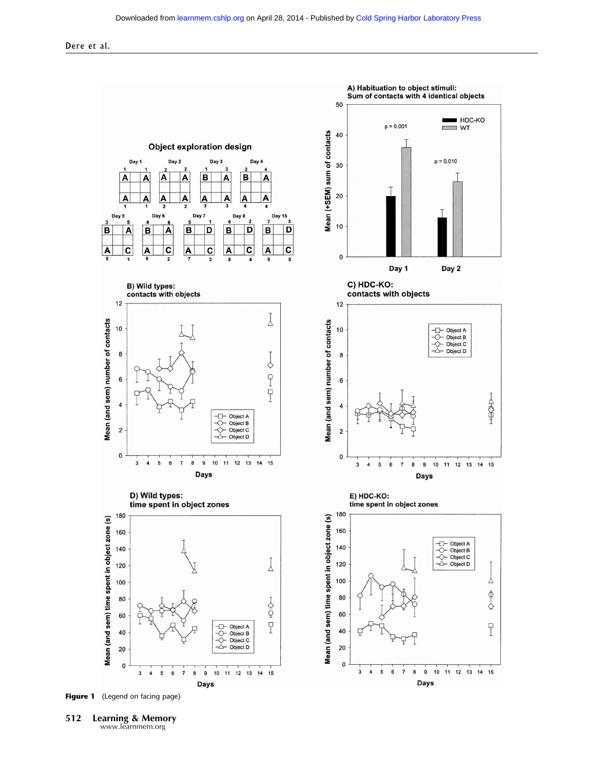**Figure 1** (Legend on facing page)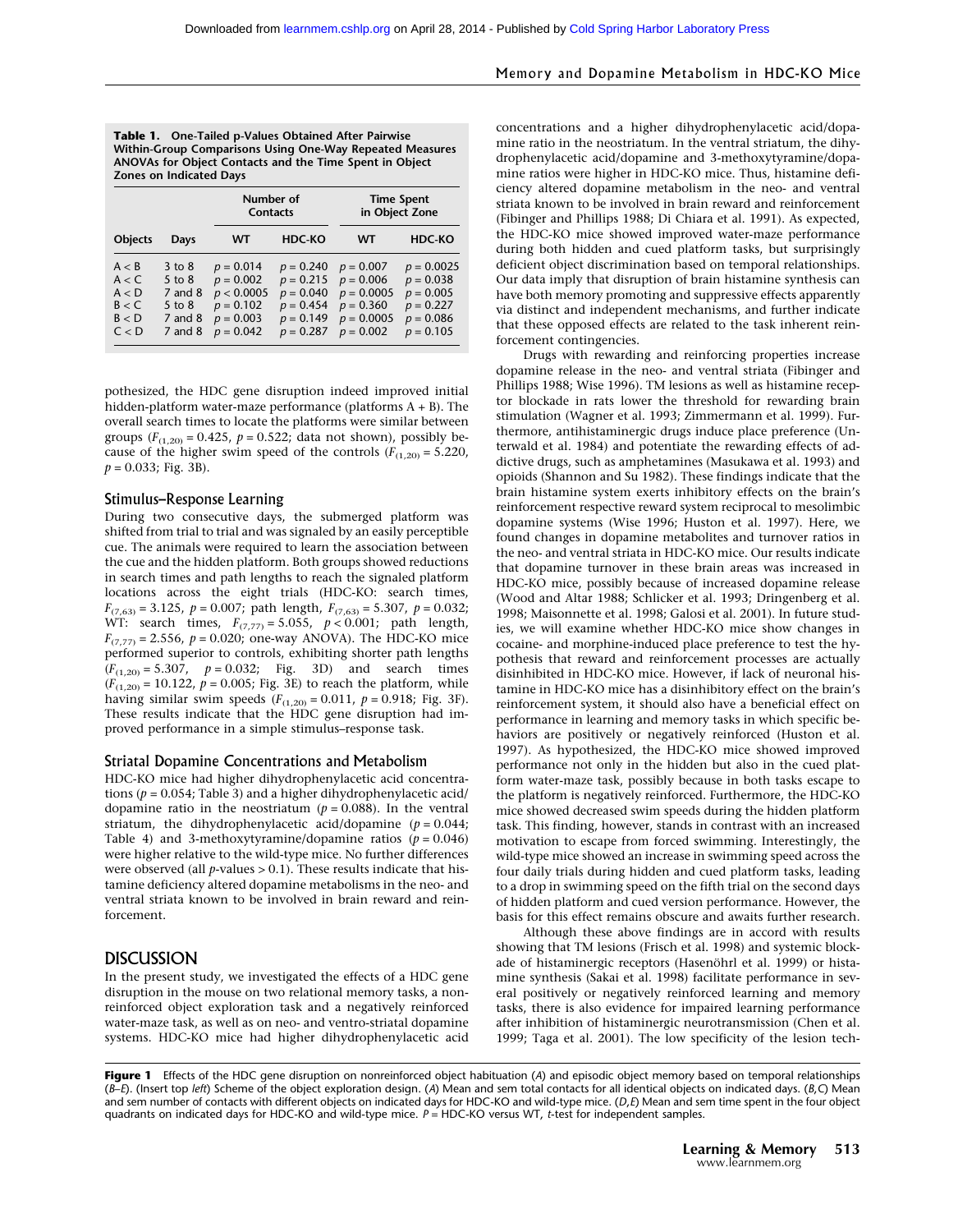**Table 1.** One-Tailed p-Values Obtained After Pairwise Within-Group Comparisons Using One-Way Repeated Measures ANOVAs for Object Contacts and the Time Spent in Object Zones on Indicated Days

| | | Number of Contacts | | Time Spent in Object Zone | |
|---|---|---|---|---|---|
| Objects | Days | WT | HDC-KO | WT | HDC-KO |
| A < B | 3 to 8 | $p = 0.014$ | $p = 0.240$ | $p = 0.007$ | $p = 0.0025$ |
| A < C | 5 to 8 | $p = 0.002$ | $p = 0.215$ | $p = 0.006$ | $p = 0.038$ |
| A < D | 7 and 8 | $p < 0.0005$ | $p = 0.040$ | $p = 0.0005$ | $p = 0.005$ |
| B < C | 5 to 8 | $p = 0.102$ | $p = 0.454$ | $p = 0.360$ | $p = 0.227$ |
| B < D | 7 and 8 | $p = 0.003$ | $p = 0.149$ | $p = 0.0005$ | $p = 0.086$ |
| C < D | 7 and 8 | $p = 0.042$ | $p = 0.287$ | $p = 0.002$ | $p = 0.105$ |

pothesized, the HDC gene disruption indeed improved initial hidden-platform water-maze performance (platforms A + B). The overall search times to locate the platforms were similar between groups ($F_{(1,20)} = 0.425$, $p = 0.522$; data not shown), possibly because of the higher swim speed of the controls ($F_{(1,20)} = 5.220$, $p = 0.033$; Fig. 3B).

### Stimulus–Response Learning

During two consecutive days, the submerged platform was shifted from trial to trial and was signaled by an easily perceptible cue. The animals were required to learn the association between the cue and the hidden platform. Both groups showed reductions in search times and path lengths to reach the signaled platform locations across the eight trials (HDC-KO: search times, $F_{(7,63)} = 3.125$, $p = 0.007$; path length, $F_{(7,63)} = 5.307$, $p = 0.032$; WT: search times, $F_{(7,77)} = 5.055$, $p < 0.001$; path length, $F_{(7,77)} = 2.556$, $p = 0.020$; one-way ANOVA). The HDC-KO mice performed superior to controls, exhibiting shorter path lengths ($F_{(1,20)} = 5.307$, $p = 0.032$; Fig. 3D) and search times ($F_{(1,20)} = 10.122$, $p = 0.005$; Fig. 3E) to reach the platform, while having similar swim speeds ($F_{(1,20)} = 0.011$, $p = 0.918$; Fig. 3F). These results indicate that the HDC gene disruption had improved performance in a simple stimulus–response task.

### Striatal Dopamine Concentrations and Metabolism

HDC-KO mice had higher dihydrophenylacetic acid concentrations ($p = 0.054$; Table 3) and a higher dihydrophenylacetic acid/dopamine ratio in the neostriatum ($p = 0.088$). In the ventral striatum, the dihydrophenylacetic acid/dopamine ($p = 0.044$; Table 4) and 3-methoxytyramine/dopamine ratios ($p = 0.046$) were higher relative to the wild-type mice. No further differences were observed (all $p$-values > 0.1). These results indicate that histamine deficiency altered dopamine metabolisms in the neo- and ventral striata known to be involved in brain reward and reinforcement.

## DISCUSSION

In the present study, we investigated the effects of a HDC gene disruption in the mouse on two relational memory tasks, a nonreinforced object exploration task and a negatively reinforced water-maze task, as well as on neo- and ventro-striatal dopamine systems. HDC-KO mice had higher dihydrophenylacetic acid concentrations and a higher dihydrophenylacetic acid/dopamine ratio in the neostriatum. In the ventral striatum, the dihydrophenylacetic acid/dopamine and 3-methoxytyramine/dopamine ratios were higher in HDC-KO mice. Thus, histamine deficiency altered dopamine metabolism in the neo- and ventral striata known to be involved in brain reward and reinforcement (Fibinger and Phillips 1988; Di Chiara et al. 1991). As expected, the HDC-KO mice showed improved water-maze performance during both hidden and cued platform tasks, but surprisingly deficient object discrimination based on temporal relationships. Our data imply that disruption of brain histamine synthesis can have both memory promoting and suppressive effects apparently via distinct and independent mechanisms, and further indicate that these opposed effects are related to the task inherent reinforcement contingencies.

Drugs with rewarding and reinforcing properties increase dopamine release in the neo- and ventral striata (Fibinger and Phillips 1988; Wise 1996). TM lesions as well as histamine receptor blockade in rats lower the threshold for rewarding brain stimulation (Wagner et al. 1993; Zimmermann et al. 1999). Furthermore, antihistaminergic drugs induce place preference (Unterwald et al. 1984) and potentiate the rewarding effects of addictive drugs, such as amphetamines (Masukawa et al. 1993) and opioids (Shannon and Su 1982). These findings indicate that the brain histamine system exerts inhibitory effects on the brain's reinforcement respective reward system reciprocal to mesolimbic dopamine systems (Wise 1996; Huston et al. 1997). Here, we found changes in dopamine metabolites and turnover ratios in the neo- and ventral striata in HDC-KO mice. Our results indicate that dopamine turnover in these brain areas was increased in HDC-KO mice, possibly because of increased dopamine release (Wood and Altar 1988; Schlicker et al. 1993; Dringenberg et al. 1998; Maisonnette et al. 1998; Galosi et al. 2001). In future studies, we will examine whether HDC-KO mice show changes in cocaine- and morphine-induced place preference to test the hypothesis that reward and reinforcement processes are actually disinhibited in HDC-KO mice. However, if lack of neuronal histamine in HDC-KO mice has a disinhibitory effect on the brain's reinforcement system, it should also have a beneficial effect on performance in learning and memory tasks in which specific behaviors are positively or negatively reinforced (Huston et al. 1997). As hypothesized, the HDC-KO mice showed improved performance not only in the hidden but also in the cued platform water-maze task, possibly because in both tasks escape to the platform is negatively reinforced. Furthermore, the HDC-KO mice showed decreased swim speeds during the hidden platform task. This finding, however, stands in contrast with an increased motivation to escape from forced swimming. Interestingly, the wild-type mice showed an increase in swimming speed across the four daily trials during hidden and cued platform tasks, leading to a drop in swimming speed on the fifth trial on the second days of hidden platform and cued version performance. However, the basis for this effect remains obscure and awaits further research.

Although these above findings are in accord with results showing that TM lesions (Frisch et al. 1998) and systemic blockade of histaminergic receptors (Hasenöhrl et al. 1999) or histamine synthesis (Sakai et al. 1998) facilitate performance in several positively or negatively reinforced learning and memory tasks, there is also evidence for impaired learning performance after inhibition of histaminergic neurotransmission (Chen et al. 1999; Taga et al. 2001). The low specificity of the lesion tech-

**Figure 1** Effects of the HDC gene disruption on nonreinforced object habituation (*A*) and episodic object memory based on temporal relationships (*B–E*). (Insert top *left*) Scheme of the object exploration design. (*A*) Mean and sem total contacts for all identical objects on indicated days. (*B*,*C*) Mean and sem number of contacts with different objects on indicated days for HDC-KO and wild-type mice. (*D*,*E*) Mean and sem time spent in the four object quadrants on indicated days for HDC-KO and wild-type mice. *P* = HDC-KO versus WT, *t*-test for independent samples.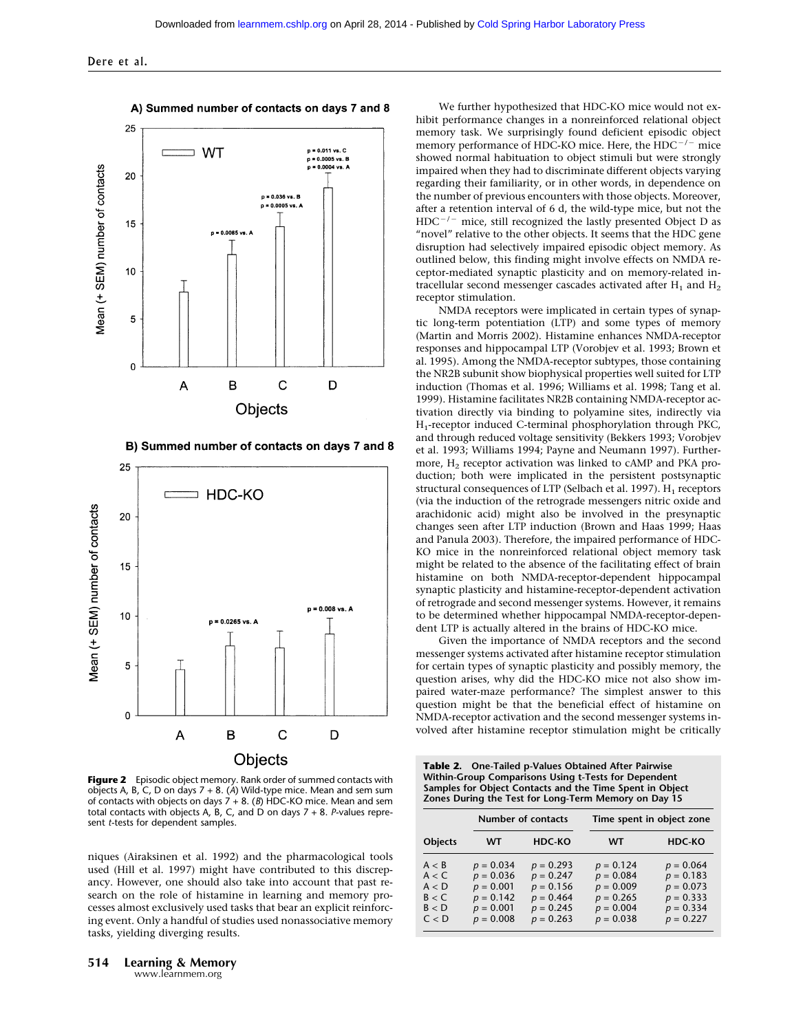**Figure 2** Episodic object memory. Rank order of summed contacts with objects A, B, C, D on days 7 + 8. (*A*) Wild-type mice. Mean and sem sum of contacts with objects on days 7 + 8. (*B*) HDC-KO mice. Mean and sem total contacts with objects A, B, C, and D on days 7 + 8. *P*-values represent *t*-tests for dependent samples.

niques (Airaksinen et al. 1992) and the pharmacological tools used (Hill et al. 1997) might have contributed to this discrepancy. However, one should also take into account that past research on the role of histamine in learning and memory processes almost exclusively used tasks that bear an explicit reinforcing event. Only a handful of studies used nonassociative memory tasks, yielding diverging results.

We further hypothesized that HDC-KO mice would not exhibit performance changes in a nonreinforced relational object memory task. We surprisingly found deficient episodic object memory performance of HDC-KO mice. Here, the $HDC^{-/-}$ mice showed normal habituation to object stimuli but were strongly impaired when they had to discriminate different objects varying regarding their familiarity, or in other words, in dependence on the number of previous encounters with those objects. Moreover, after a retention interval of 6 d, the wild-type mice, but not the $HDC^{-/-}$ mice, still recognized the lastly presented Object D as "novel" relative to the other objects. It seems that the HDC gene disruption had selectively impaired episodic object memory. As outlined below, this finding might involve effects on NMDA receptor-mediated synaptic plasticity and on memory-related intracellular second messenger cascades activated after $H_1$ and $H_2$ receptor stimulation.

NMDA receptors were implicated in certain types of synaptic long-term potentiation (LTP) and some types of memory (Martin and Morris 2002). Histamine enhances NMDA-receptor responses and hippocampal LTP (Vorobjev et al. 1993; Brown et al. 1995). Among the NMDA-receptor subtypes, those containing the NR2B subunit show biophysical properties well suited for LTP induction (Thomas et al. 1996; Williams et al. 1998; Tang et al. 1999). Histamine facilitates NR2B containing NMDA-receptor activation directly via binding to polyamine sites, indirectly via $H_1$-receptor induced C-terminal phosphorylation through PKC, and through reduced voltage sensitivity (Bekkers 1993; Vorobjev et al. 1993; Williams 1994; Payne and Neumann 1997). Furthermore, $H_2$ receptor activation was linked to cAMP and PKA production; both were implicated in the persistent postsynaptic structural consequences of LTP (Selbach et al. 1997). $H_1$ receptors (via the induction of the retrograde messengers nitric oxide and arachidonic acid) might also be involved in the presynaptic changes seen after LTP induction (Brown and Haas 1999; Haas and Panula 2003). Therefore, the impaired performance of HDC-KO mice in the nonreinforced relational object memory task might be related to the absence of the facilitating effect of brain histamine on both NMDA-receptor-dependent hippocampal synaptic plasticity and histamine-receptor-dependent activation of retrograde and second messenger systems. However, it remains to be determined whether hippocampal NMDA-receptor-dependent LTP is actually altered in the brains of HDC-KO mice.

Given the importance of NMDA receptors and the second messenger systems activated after histamine receptor stimulation for certain types of synaptic plasticity and possibly memory, the question arises, why did the HDC-KO mice not also show impaired water-maze performance? The simplest answer to this question might be that the beneficial effect of histamine on NMDA-receptor activation and the second messenger systems involved after histamine receptor stimulation might be critically

**Table 2.** One-Tailed p-Values Obtained After Pairwise Within-Group Comparisons Using t-Tests for Dependent Samples for Object Contacts and the Time Spent in Object Zones During the Test for Long-Term Memory on Day 15

| | Number of contacts | | Time spent in object zone | |
|---|---|---|---|---|
| Objects | WT | HDC-KO | WT | HDC-KO |
| A < B | $p$ = 0.034 | $p$ = 0.293 | $p$ = 0.124 | $p$ = 0.064 |
| A < C | $p$ = 0.036 | $p$ = 0.247 | $p$ = 0.084 | $p$ = 0.183 |
| A < D | $p$ = 0.001 | $p$ = 0.156 | $p$ = 0.009 | $p$ = 0.073 |
| B < C | $p$ = 0.142 | $p$ = 0.464 | $p$ = 0.265 | $p$ = 0.333 |
| B < D | $p$ = 0.001 | $p$ = 0.245 | $p$ = 0.004 | $p$ = 0.334 |
| C < D | $p$ = 0.008 | $p$ = 0.263 | $p$ = 0.038 | $p$ = 0.227 |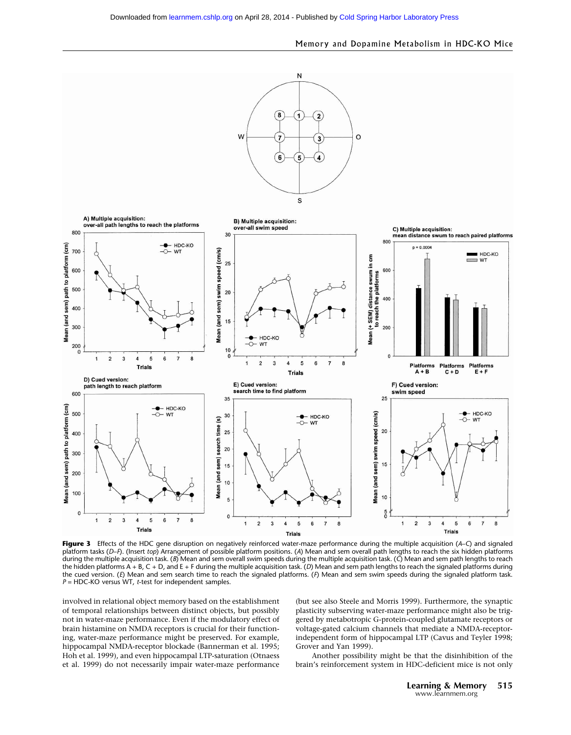**Figure 3** Effects of the HDC gene disruption on negatively reinforced water-maze performance during the multiple acquisition (*A–C*) and signaled platform tasks (*D–F*). (Insert *top*) Arrangement of possible platform positions. (*A*) Mean and sem overall path lengths to reach the six hidden platforms during the multiple acquisition task. (*B*) Mean and sem overall swim speeds during the multiple acquisition task. (*C*) Mean and sem path lengths to reach the hidden platforms A + B, C + D, and E + F during the multiple acquisition task. (*D*) Mean and sem path lengths to reach the signaled platforms during the cued version. (*E*) Mean and sem search time to reach the signaled platforms. (*F*) Mean and sem swim speeds during the signaled platform task. *P* = HDC-KO versus WT, *t*-test for independent samples.

involved in relational object memory based on the establishment of temporal relationships between distinct objects, but possibly not in water-maze performance. Even if the modulatory effect of brain histamine on NMDA receptors is crucial for their functioning, water-maze performance might be preserved. For example, hippocampal NMDA-receptor blockade (Bannerman et al. 1995; Hoh et al. 1999), and even hippocampal LTP-saturation (Otnaess et al. 1999) do not necessarily impair water-maze performance (but see also Steele and Morris 1999). Furthermore, the synaptic plasticity subserving water-maze performance might also be triggered by metabotropic G-protein-coupled glutamate receptors or voltage-gated calcium channels that mediate a NMDA-receptor-independent form of hippocampal LTP (Cavus and Teyler 1998; Grover and Yan 1999).

Another possibility might be that the disinhibition of the brain's reinforcement system in HDC-deficient mice is not only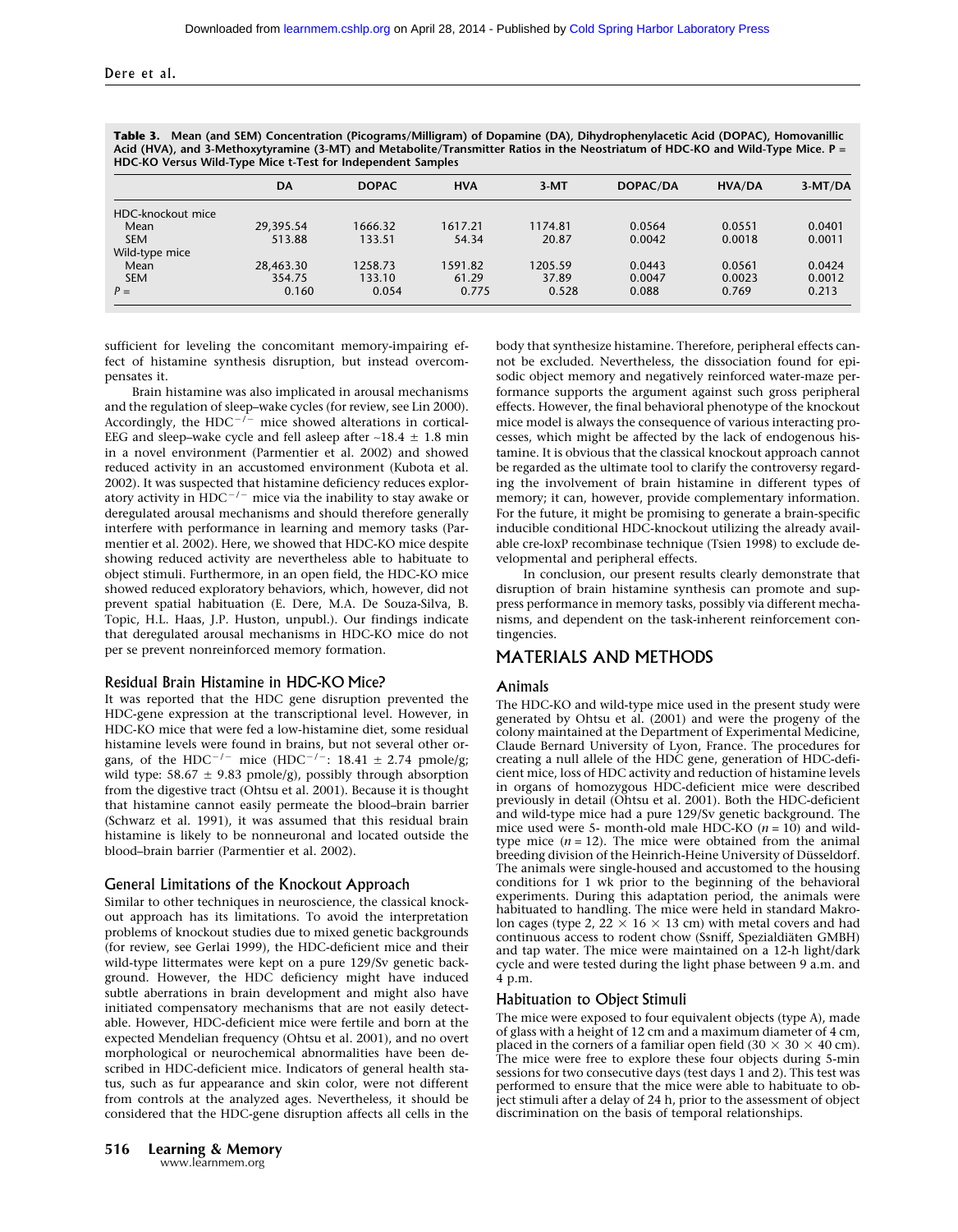**Table 3.** Mean (and SEM) Concentration (Picograms/Milligram) of Dopamine (DA), Dihydrophenylacetic Acid (DOPAC), Homovanillic Acid (HVA), and 3-Methoxytyramine (3-MT) and Metabolite/Transmitter Ratios in the Neostriatum of HDC-KO and Wild-Type Mice. P = HDC-KO Versus Wild-Type Mice t-Test for Independent Samples

| | DA | DOPAC | HVA | 3-MT | DOPAC/DA | HVA/DA | 3-MT/DA |
|---|---|---|---|---|---|---|---|
| HDC-knockout mice | | | | | | | |
| Mean | 29,395.54 | 1666.32 | 1617.21 | 1174.81 | 0.0564 | 0.0551 | 0.0401 |
| SEM | 513.88 | 133.51 | 54.34 | 20.87 | 0.0042 | 0.0018 | 0.0011 |
| Wild-type mice | | | | | | | |
| Mean | 28,463.30 | 1258.73 | 1591.82 | 1205.59 | 0.0443 | 0.0561 | 0.0424 |
| SEM | 354.75 | 133.10 | 61.29 | 37.89 | 0.0047 | 0.0023 | 0.0012 |
| $P$ = | 0.160 | 0.054 | 0.775 | 0.528 | 0.088 | 0.769 | 0.213 |

sufficient for leveling the concomitant memory-impairing effect of histamine synthesis disruption, but instead overcompensates it.

Brain histamine was also implicated in arousal mechanisms and the regulation of sleep–wake cycles (for review, see Lin 2000). Accordingly, the $HDC^{-/-}$ mice showed alterations in cortical-EEG and sleep–wake cycle and fell asleep after ~18.4 ± 1.8 min in a novel environment (Parmentier et al. 2002) and showed reduced activity in an accustomed environment (Kubota et al. 2002). It was suspected that histamine deficiency reduces exploratory activity in $HDC^{-/-}$ mice via the inability to stay awake or deregulated arousal mechanisms and should therefore generally interfere with performance in learning and memory tasks (Parmentier et al. 2002). Here, we showed that HDC-KO mice despite showing reduced activity are nevertheless able to habituate to object stimuli. Furthermore, in an open field, the HDC-KO mice showed reduced exploratory behaviors, which, however, did not prevent spatial habituation (E. Dere, M.A. De Souza-Silva, B. Topic, H.L. Haas, J.P. Huston, unpubl.). Our findings indicate that deregulated arousal mechanisms in HDC-KO mice do not per se prevent nonreinforced memory formation.

### Residual Brain Histamine in HDC-KO Mice?

It was reported that the HDC gene disruption prevented the HDC-gene expression at the transcriptional level. However, in HDC-KO mice that were fed a low-histamine diet, some residual histamine levels were found in brains, but not several other organs, of the $HDC^{-/-}$ mice ($HDC^{-/-}$: 18.41 ± 2.74 pmole/g; wild type: 58.67 ± 9.83 pmole/g), possibly through absorption from the digestive tract (Ohtsu et al. 2001). Because it is thought that histamine cannot easily permeate the blood–brain barrier (Schwarz et al. 1991), it was assumed that this residual brain histamine is likely to be nonneuronal and located outside the blood–brain barrier (Parmentier et al. 2002).

### General Limitations of the Knockout Approach

Similar to other techniques in neuroscience, the classical knockout approach has its limitations. To avoid the interpretation problems of knockout studies due to mixed genetic backgrounds (for review, see Gerlai 1999), the HDC-deficient mice and their wild-type littermates were kept on a pure 129/Sv genetic background. However, the HDC deficiency might have induced subtle aberrations in brain development and might also have initiated compensatory mechanisms that are not easily detectable. However, HDC-deficient mice were fertile and born at the expected Mendelian frequency (Ohtsu et al. 2001), and no overt morphological or neurochemical abnormalities have been described in HDC-deficient mice. Indicators of general health status, such as fur appearance and skin color, were not different from controls at the analyzed ages. Nevertheless, it should be considered that the HDC-gene disruption affects all cells in the body that synthesize histamine. Therefore, peripheral effects cannot be excluded. Nevertheless, the dissociation found for episodic object memory and negatively reinforced water-maze performance supports the argument against such gross peripheral effects. However, the final behavioral phenotype of the knockout mice model is always the consequence of various interacting processes, which might be affected by the lack of endogenous histamine. It is obvious that the classical knockout approach cannot be regarded as the ultimate tool to clarify the controversy regarding the involvement of brain histamine in different types of memory; it can, however, provide complementary information. For the future, it might be promising to generate a brain-specific inducible conditional HDC-knockout utilizing the already available cre-loxP recombinase technique (Tsien 1998) to exclude developmental and peripheral effects.

In conclusion, our present results clearly demonstrate that disruption of brain histamine synthesis can promote and suppress performance in memory tasks, possibly via different mechanisms, and dependent on the task-inherent reinforcement contingencies.

## MATERIALS AND METHODS

### Animals

The HDC-KO and wild-type mice used in the present study were generated by Ohtsu et al. (2001) and were the progeny of the colony maintained at the Department of Experimental Medicine, Claude Bernard University of Lyon, France. The procedures for creating a null allele of the HDC gene, generation of HDC-deficient mice, loss of HDC activity and reduction of histamine levels in organs of homozygous HDC-deficient mice were described previously in detail (Ohtsu et al. 2001). Both the HDC-deficient and wild-type mice had a pure 129/Sv genetic background. The mice used were 5- month-old male HDC-KO ($n = 10$) and wild-type mice ($n = 12$). The mice were obtained from the animal breeding division of the Heinrich-Heine University of Düsseldorf. The animals were single-housed and accustomed to the housing conditions for 1 wk prior to the beginning of the behavioral experiments. During this adaptation period, the animals were habituated to handling. The mice were held in standard Makrolon cages (type 2, 22 × 16 × 13 cm) with metal covers and had continuous access to rodent chow (Ssniff, Spezialdiäten GMBH) and tap water. The mice were maintained on a 12-h light/dark cycle and were tested during the light phase between 9 a.m. and 4 p.m.

### Habituation to Object Stimuli

The mice were exposed to four equivalent objects (type A), made of glass with a height of 12 cm and a maximum diameter of 4 cm, placed in the corners of a familiar open field (30 × 30 × 40 cm). The mice were free to explore these four objects during 5-min sessions for two consecutive days (test days 1 and 2). This test was performed to ensure that the mice were able to habituate to object stimuli after a delay of 24 h, prior to the assessment of object discrimination on the basis of temporal relationships.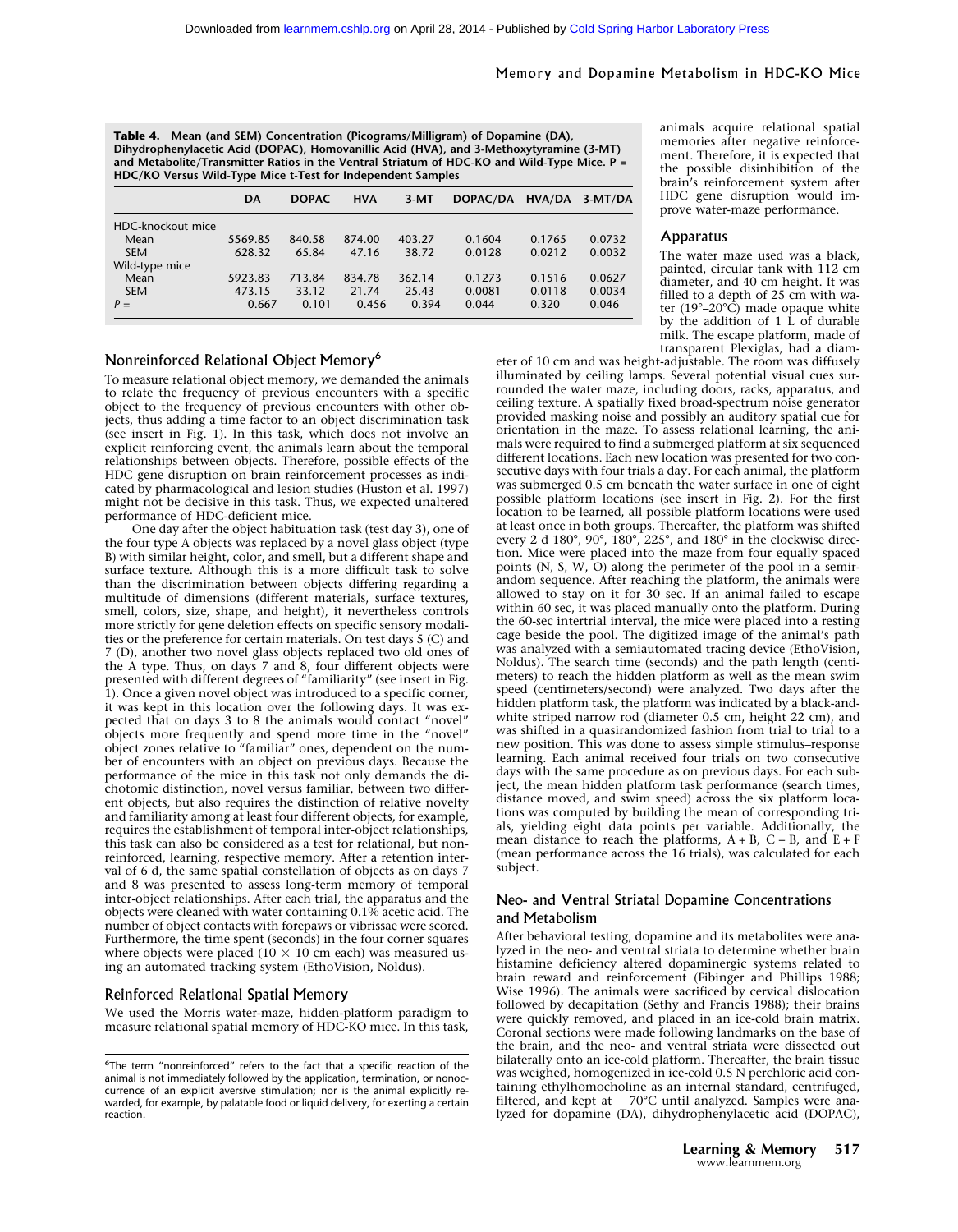**Table 4.** Mean (and SEM) Concentration (Picograms/Milligram) of Dopamine (DA), Dihydrophenylacetic Acid (DOPAC), Homovanillic Acid (HVA), and 3-Methoxytyramine (3-MT) and Metabolite/Transmitter Ratios in the Ventral Striatum of HDC-KO and Wild-Type Mice. P = HDC/KO Versus Wild-Type Mice t-Test for Independent Samples

| | DA | DOPAC | HVA | 3-MT | DOPAC/DA | HVA/DA | 3-MT/DA |
|---|---|---|---|---|---|---|---|
| HDC-knockout mice | | | | | | | |
| Mean | 5569.85 | 840.58 | 874.00 | 403.27 | 0.1604 | 0.1765 | 0.0732 |
| SEM | 628.32 | 65.84 | 47.16 | 38.72 | 0.0128 | 0.0212 | 0.0032 |
| Wild-type mice | | | | | | | |
| Mean | 5923.83 | 713.84 | 834.78 | 362.14 | 0.1273 | 0.1516 | 0.0627 |
| SEM | 473.15 | 33.12 | 21.74 | 25.43 | 0.0081 | 0.0118 | 0.0034 |
| P = | 0.667 | 0.101 | 0.456 | 0.394 | 0.044 | 0.320 | 0.046 |

## Nonreinforced Relational Object Memory[6]

To measure relational object memory, we demanded the animals to relate the frequency of previous encounters with a specific object to the frequency of previous encounters with other objects, thus adding a time factor to an object discrimination task (see insert in Fig. 1). In this task, which does not involve an explicit reinforcing event, the animals learn about the temporal relationships between objects. Therefore, possible effects of the HDC gene disruption on brain reinforcement processes as indicated by pharmacological and lesion studies (Huston et al. 1997) might not be decisive in this task. Thus, we expected unaltered performance of HDC-deficient mice.

One day after the object habituation task (test day 3), one of the four type A objects was replaced by a novel glass object (type B) with similar height, color, and smell, but a different shape and surface texture. Although this is a more difficult task to solve than the discrimination between objects differing regarding a multitude of dimensions (different materials, surface textures, smell, colors, size, shape, and height), it nevertheless controls more strictly for gene deletion effects on specific sensory modalities or the preference for certain materials. On test days 5 (C) and 7 (D), another two novel glass objects replaced two old ones of the A type. Thus, on days 7 and 8, four different objects were presented with different degrees of "familiarity" (see insert in Fig. 1). Once a given novel object was introduced to a specific corner, it was kept in this location over the following days. It was expected that on days 3 to 8 the animals would contact "novel" objects more frequently and spend more time in the "novel" object zones relative to "familiar" ones, dependent on the number of encounters with an object on previous days. Because the performance of the mice in this task not only demands the dichotomic distinction, novel versus familiar, between two different objects, but also requires the distinction of relative novelty and familiarity among at least four different objects, for example, requires the establishment of temporal inter-object relationships, this task can also be considered as a test for relational, but nonreinforced, learning, respective memory. After a retention interval of 6 d, the same spatial constellation of objects as on days 7 and 8 was presented to assess long-term memory of temporal inter-object relationships. After each trial, the apparatus and the objects were cleaned with water containing 0.1% acetic acid. The number of object contacts with forepaws or vibrissae were scored. Furthermore, the time spent (seconds) in the four corner squares where objects were placed (10 × 10 cm each) was measured using an automated tracking system (EthoVision, Noldus).

## Reinforced Relational Spatial Memory

We used the Morris water-maze, hidden-platform paradigm to measure relational spatial memory of HDC-KO mice. In this task, animals acquire relational spatial memories after negative reinforcement. Therefore, it is expected that the possible disinhibition of the brain's reinforcement system after HDC gene disruption would improve water-maze performance.

[6]The term "nonreinforced" refers to the fact that a specific reaction of the animal is not immediately followed by the application, termination, or nonoccurrence of an explicit aversive stimulation; nor is the animal explicitly rewarded, for example, by palatable food or liquid delivery, for exerting a certain reaction.

## Apparatus

The water maze used was a black, painted, circular tank with 112 cm diameter, and 40 cm height. It was filled to a depth of 25 cm with water (19°–20°C) made opaque white by the addition of 1 L of durable milk. The escape platform, made of transparent Plexiglas, had a diameter of 10 cm and was height-adjustable. The room was diffusely illuminated by ceiling lamps. Several potential visual cues surrounded the water maze, including doors, racks, apparatus, and ceiling texture. A spatially fixed broad-spectrum noise generator provided masking noise and possibly an auditory spatial cue for orientation in the maze. To assess relational learning, the animals were required to find a submerged platform at six sequenced different locations. Each new location was presented for two consecutive days with four trials a day. For each animal, the platform was submerged 0.5 cm beneath the water surface in one of eight possible platform locations (see insert in Fig. 2). For the first location to be learned, all possible platform locations were used at least once in both groups. Thereafter, the platform was shifted every 2 d 180°, 90°, 180°, 225°, and 180° in the clockwise direction. Mice were placed into the maze from four equally spaced points (N, S, W, O) along the perimeter of the pool in a semirandom sequence. After reaching the platform, the animals were allowed to stay on it for 30 sec. If an animal failed to escape within 60 sec, it was placed manually onto the platform. During the 60-sec intertrial interval, the mice were placed into a resting cage beside the pool. The digitized image of the animal's path was analyzed with a semiautomated tracing device (EthoVision, Noldus). The search time (seconds) and the path length (centimeters) to reach the hidden platform as well as the mean swim speed (centimeters/second) were analyzed. Two days after the hidden platform task, the platform was indicated by a black-and-white striped narrow rod (diameter 0.5 cm, height 22 cm), and was shifted in a quasirandomized fashion from trial to trial to a new position. This was done to assess simple stimulus–response learning. Each animal received four trials on two consecutive days with the same procedure as on previous days. For each subject, the mean hidden platform task performance (search times, distance moved, and swim speed) across the six platform locations was computed by building the mean of corresponding trials, yielding eight data points per variable. Additionally, the mean distance to reach the platforms, A + B, C + B, and E + F (mean performance across the 16 trials), was calculated for each subject.

## Neo- and Ventral Striatal Dopamine Concentrations and Metabolism

After behavioral testing, dopamine and its metabolites were analyzed in the neo- and ventral striata to determine whether brain histamine deficiency altered dopaminergic systems related to brain reward and reinforcement (Fibinger and Phillips 1988; Wise 1996). The animals were sacrificed by cervical dislocation followed by decapitation (Sethy and Francis 1988); their brains were quickly removed, and placed in an ice-cold brain matrix. Coronal sections were made following landmarks on the base of the brain, and the neo- and ventral striata were dissected out bilaterally onto an ice-cold platform. Thereafter, the brain tissue was weighed, homogenized in ice-cold 0.5 N perchloric acid containing ethylhomocholine as an internal standard, centrifuged, filtered, and kept at −70°C until analyzed. Samples were analyzed for dopamine (DA), dihydrophenylacetic acid (DOPAC),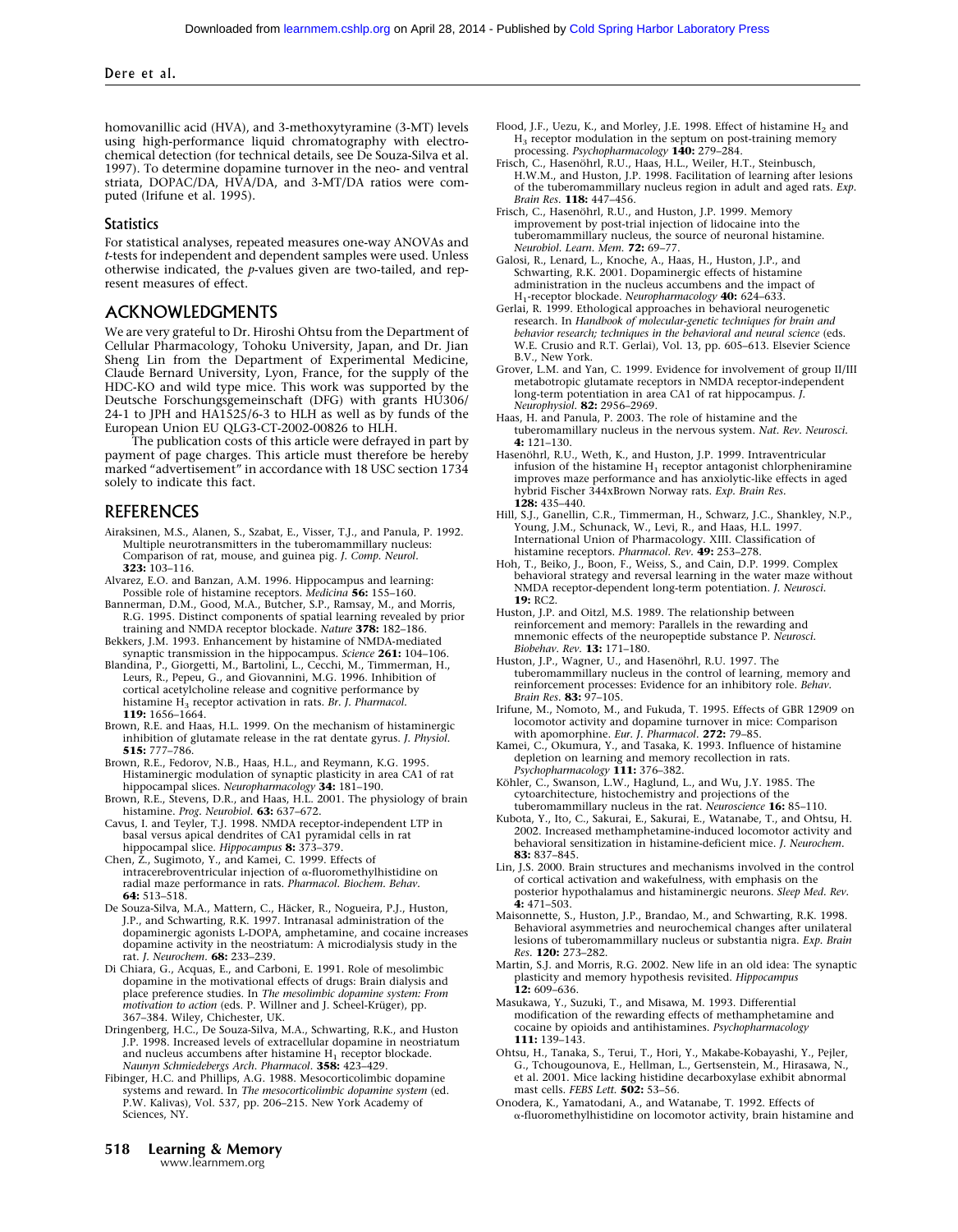homovanillic acid (HVA), and 3-methoxytyramine (3-MT) levels using high-performance liquid chromatography with electrochemical detection (for technical details, see De Souza-Silva et al. 1997). To determine dopamine turnover in the neo- and ventral striata, DOPAC/DA, HVA/DA, and 3-MT/DA ratios were computed (Irifune et al. 1995).

### Statistics

For statistical analyses, repeated measures one-way ANOVAs and *t*-tests for independent and dependent samples were used. Unless otherwise indicated, the *p*-values given are two-tailed, and represent measures of effect.

## ACKNOWLEDGMENTS

We are very grateful to Dr. Hiroshi Ohtsu from the Department of Cellular Pharmacology, Tohoku University, Japan, and Dr. Jian Sheng Lin from the Department of Experimental Medicine, Claude Bernard University, Lyon, France, for the supply of the HDC-KO and wild type mice. This work was supported by the Deutsche Forschungsgemeinschaft (DFG) with grants HU306/24-1 to JPH and HA1525/6-3 to HLH as well as by funds of the European Union EU QLG3-CT-2002-00826 to HLH.

The publication costs of this article were defrayed in part by payment of page charges. This article must therefore be hereby marked "advertisement" in accordance with 18 USC section 1734 solely to indicate this fact.

## REFERENCES

Airaksinen, M.S., Alanen, S., Szabat, E., Visser, T.J., and Panula, P. 1992. Multiple neurotransmitters in the tuberomammillary nucleus: Comparison of rat, mouse, and guinea pig. *J. Comp. Neurol.* **323:** 103–116.

Alvarez, E.O. and Banzan, A.M. 1996. Hippocampus and learning: Possible role of histamine receptors. *Medicina* **56:** 155–160.

Bannerman, D.M., Good, M.A., Butcher, S.P., Ramsay, M., and Morris, R.G. 1995. Distinct components of spatial learning revealed by prior training and NMDA receptor blockade. *Nature* **378:** 182–186.

Bekkers, J.M. 1993. Enhancement by histamine of NMDA-mediated synaptic transmission in the hippocampus. *Science* **261:** 104–106.

Blandina, P., Giorgetti, M., Bartolini, L., Cecchi, M., Timmerman, H., Leurs, R., Pepeu, G., and Giovannini, M.G. 1996. Inhibition of cortical acetylcholine release and cognitive performance by histamine $H_3$ receptor activation in rats. *Br. J. Pharmacol.* **119:** 1656–1664.

Brown, R.E. and Haas, H.L. 1999. On the mechanism of histaminergic inhibition of glutamate release in the rat dentate gyrus. *J. Physiol.* **515:** 777–786.

Brown, R.E., Fedorov, N.B., Haas, H.L., and Reymann, K.G. 1995. Histaminergic modulation of synaptic plasticity in area CA1 of rat hippocampal slices. *Neuropharmacology* **34:** 181–190.

Brown, R.E., Stevens, D.R., and Haas, H.L. 2001. The physiology of brain histamine. *Prog. Neurobiol.* **63:** 637–672.

Cavus, I. and Teyler, T.J. 1998. NMDA receptor-independent LTP in basal versus apical dendrites of CA1 pyramidal cells in rat hippocampal slice. *Hippocampus* **8:** 373–379.

Chen, Z., Sugimoto, Y., and Kamei, C. 1999. Effects of intracerebroventricular injection of α-fluoromethylhistidine on radial maze performance in rats. *Pharmacol. Biochem. Behav.* **64:** 513–518.

De Souza-Silva, M.A., Mattern, C., Häcker, R., Nogueira, P.J., Huston, J.P., and Schwarting, R.K. 1997. Intranasal administration of the dopaminergic agonists L-DOPA, amphetamine, and cocaine increases dopamine activity in the neostriatum: A microdialysis study in the rat. *J. Neurochem.* **68:** 233–239.

Di Chiara, G., Acquas, E., and Carboni, E. 1991. Role of mesolimbic dopamine in the motivational effects of drugs: Brain dialysis and place preference studies. In *The mesolimbic dopamine system: From motivation to action* (eds. P. Willner and J. Scheel-Krüger), pp. 367–384. Wiley, Chichester, UK.

Dringenberg, H.C., De Souza-Silva, M.A., Schwarting, R.K., and Huston J.P. 1998. Increased levels of extracellular dopamine in neostriatum and nucleus accumbens after histamine $H_1$ receptor blockade. *Naunyn Schmiedebergs Arch. Pharmacol.* **358:** 423–429.

Fibinger, H.C. and Phillips, A.G. 1988. Mesocorticolimbic dopamine systems and reward. In *The mesocorticolimbic dopamine system* (ed. P.W. Kalivas), Vol. 537, pp. 206–215. New York Academy of Sciences, NY.

Flood, J.F., Uezu, K., and Morley, J.E. 1998. Effect of histamine $H_2$ and $H_3$ receptor modulation in the septum on post-training memory processing. *Psychopharmacology* **140:** 279–284.

Frisch, C., Hasenöhrl, R.U., Haas, H.L., Weiler, H.T., Steinbusch, H.W.M., and Huston, J.P. 1998. Facilitation of learning after lesions of the tuberomammillary nucleus region in adult and aged rats. *Exp. Brain Res.* **118:** 447–456.

Frisch, C., Hasenöhrl, R.U., and Huston, J.P. 1999. Memory improvement by post-trial injection of lidocaine into the tuberomammillary nucleus, the source of neuronal histamine. *Neurobiol. Learn. Mem.* **72:** 69–77.

Galosi, R., Lenard, L., Knoche, A., Haas, H., Huston, J.P., and Schwarting, R.K. 2001. Dopaminergic effects of histamine administration in the nucleus accumbens and the impact of $H_1$-receptor blockade. *Neuropharmacology* **40:** 624–633.

Gerlai, R. 1999. Ethological approaches in behavioral neurogenetic research. In *Handbook of molecular-genetic techniques for brain and behavior research; techniques in the behavioral and neural science* (eds. W.E. Crusio and R.T. Gerlai), Vol. 13, pp. 605–613. Elsevier Science B.V., New York.

Grover, L.M. and Yan, C. 1999. Evidence for involvement of group II/III metabotropic glutamate receptors in NMDA receptor-independent long-term potentiation in area CA1 of rat hippocampus. *J. Neurophysiol.* **82:** 2956–2969.

Haas, H. and Panula, P. 2003. The role of histamine and the tuberomamillary nucleus in the nervous system. *Nat. Rev. Neurosci.* **4:** 121–130.

Hasenöhrl, R.U., Weth, K., and Huston, J.P. 1999. Intraventricular infusion of the histamine $H_1$ receptor antagonist chlorpheniramine improves maze performance and has anxiolytic-like effects in aged hybrid Fischer 344xBrown Norway rats. *Exp. Brain Res.* **128:** 435–440.

Hill, S.J., Ganellin, C.R., Timmerman, H., Schwarz, J.C., Shankley, N.P., Young, J.M., Schunack, W., Levi, R., and Haas, H.L. 1997. International Union of Pharmacology. XIII. Classification of histamine receptors. *Pharmacol. Rev.* **49:** 253–278.

Hoh, T., Beiko, J., Boon, F., Weiss, S., and Cain, D.P. 1999. Complex behavioral strategy and reversal learning in the water maze without NMDA receptor-dependent long-term potentiation. *J. Neurosci.* **19:** RC2.

Huston, J.P. and Oitzl, M.S. 1989. The relationship between reinforcement and memory: Parallels in the rewarding and mnemonic effects of the neuropeptide substance P. *Neurosci. Biobehav. Rev.* **13:** 171–180.

Huston, J.P., Wagner, U., and Hasenöhrl, R.U. 1997. The tuberomammillary nucleus in the control of learning, memory and reinforcement processes: Evidence for an inhibitory role. *Behav. Brain Res.* **83:** 97–105.

Irifune, M., Nomoto, M., and Fukuda, T. 1995. Effects of GBR 12909 on locomotor activity and dopamine turnover in mice: Comparison with apomorphine. *Eur. J. Pharmacol.* **272:** 79–85.

Kamei, C., Okumura, Y., and Tasaka, K. 1993. Influence of histamine depletion on learning and memory recollection in rats. *Psychopharmacology* **111:** 376–382.

Köhler, C., Swanson, L.W., Haglund, L., and Wu, J.Y. 1985. The cytoarchitecture, histochemistry and projections of the tuberomammillary nucleus in the rat. *Neuroscience* **16:** 85–110.

Kubota, Y., Ito, C., Sakurai, E., Sakurai, E., Watanabe, T., and Ohtsu, H. 2002. Increased methamphetamine-induced locomotor activity and behavioral sensitization in histamine-deficient mice. *J. Neurochem.* **83:** 837–845.

Lin, J.S. 2000. Brain structures and mechanisms involved in the control of cortical activation and wakefulness, with emphasis on the posterior hypothalamus and histaminergic neurons. *Sleep Med. Rev.* **4:** 471–503.

Maisonnette, S., Huston, J.P., Brandao, M., and Schwarting, R.K. 1998. Behavioral asymmetries and neurochemical changes after unilateral lesions of tuberomammillary nucleus or substantia nigra. *Exp. Brain Res.* **120:** 273–282.

Martin, S.J. and Morris, R.G. 2002. New life in an old idea: The synaptic plasticity and memory hypothesis revisited. *Hippocampus* **12:** 609–636.

Masukawa, Y., Suzuki, T., and Misawa, M. 1993. Differential modification of the rewarding effects of methamphetamine and cocaine by opioids and antihistamines. *Psychopharmacology* **111:** 139–143.

Ohtsu, H., Tanaka, S., Terui, T., Hori, Y., Makabe-Kobayashi, Y., Pejler, G., Tchougounova, E., Hellman, L., Gertsenstein, M., Hirasawa, N., et al. 2001. Mice lacking histidine decarboxylase exhibit abnormal mast cells. *FEBS Lett.* **502:** 53–56.

Onodera, K., Yamatodani, A., and Watanabe, T. 1992. Effects of α-fluoromethylhistidine on locomotor activity, brain histamine and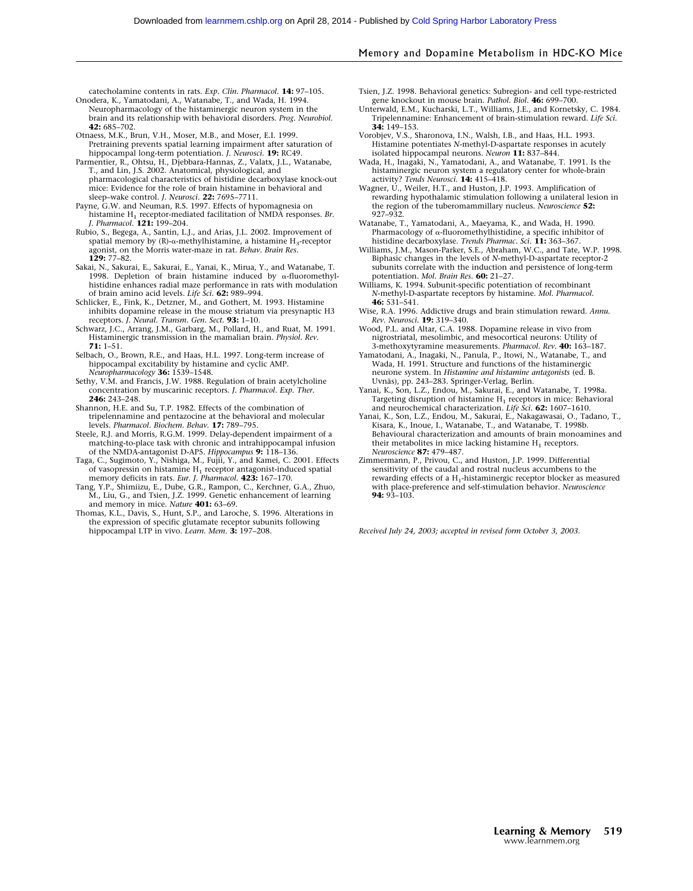catecholamine contents in rats. *Exp. Clin. Pharmacol.* **14:** 97–105.

Onodera, K., Yamatodani, A., Watanabe, T., and Wada, H. 1994. Neuropharmacology of the histaminergic neuron system in the brain and its relationship with behavioral disorders. *Prog. Neurobiol.* **42:** 685–702.

Otnaess, M.K., Brun, V.H., Moser, M.B., and Moser, E.I. 1999. Pretraining prevents spatial learning impairment after saturation of hippocampal long-term potentiation. *J. Neurosci.* **19:** RC49.

Parmentier, R., Ohtsu, H., Djebbara-Hannas, Z., Valatx, J.L., Watanabe, T., and Lin, J.S. 2002. Anatomical, physiological, and pharmacological characteristics of histidine decarboxylase knock-out mice: Evidence for the role of brain histamine in behavioral and sleep–wake control. *J. Neurosci.* **22:** 7695–7711.

Payne, G.W. and Neuman, R.S. 1997. Effects of hypomagnesia on histamine $H_1$ receptor-mediated facilitation of NMDA responses. *Br. J. Pharmacol.* **121:** 199–204.

Rubio, S., Begega, A., Santin, L.J., and Arias, J.L. 2002. Improvement of spatial memory by (R)-α-methylhistamine, a histamine $H_3$-receptor agonist, on the Morris water-maze in rat. *Behav. Brain Res.* **129:** 77–82.

Sakai, N., Sakurai, E., Sakurai, E., Yanai, K., Mirua, Y., and Watanabe, T. 1998. Depletion of brain histamine induced by α-fluoromethylhistidine enhances radial maze performance in rats with modulation of brain amino acid levels. *Life Sci.* **62:** 989–994.

Schlicker, E., Fink, K., Detzner, M., and Gothert, M. 1993. Histamine inhibits dopamine release in the mouse striatum via presynaptic H3 receptors. *J. Neural. Transm. Gen. Sect.* **93:** 1–10.

Schwarz, J.C., Arrang, J.M., Garbarg, M., Pollard, H., and Ruat, M. 1991. Histaminergic transmission in the mamalian brain. *Physiol. Rev.* **71:** 1–51.

Selbach, O., Brown, R.E., and Haas, H.L. 1997. Long-term increase of hippocampal excitability by histamine and cyclic AMP. *Neuropharmacology* **36:** 1539–1548.

Sethy, V.M. and Francis, J.W. 1988. Regulation of brain acetylcholine concentration by muscarinic receptors. *J. Pharmacol. Exp. Ther.* **246:** 243–248.

Shannon, H.E. and Su, T.P. 1982. Effects of the combination of tripelennamine and pentazocine at the behavioral and molecular levels. *Pharmacol. Biochem. Behav.* **17:** 789–795.

Steele, R.J. and Morris, R.G.M. 1999. Delay-dependent impairment of a matching-to-place task with chronic and intrahippocampal infusion of the NMDA-antagonist D-AP5. *Hippocampus* **9:** 118–136.

Taga, C., Sugimoto, Y., Nishiga, M., Fujii, Y., and Kamei, C. 2001. Effects of vasopressin on histamine $H_1$ receptor antagonist-induced spatial memory deficits in rats. *Eur. J. Pharmacol.* **423:** 167–170.

Tang, Y.P., Shimiizu, E., Dube, G.R., Rampon, C., Kerchner, G.A., Zhuo, M., Liu, G., and Tsien, J.Z. 1999. Genetic enhancement of learning and memory in mice. *Nature* **401:** 63–69.

Thomas, K.L., Davis, S., Hunt, S.P., and Laroche, S. 1996. Alterations in the expression of specific glutamate receptor subunits following hippocampal LTP in vivo. *Learn. Mem.* **3:** 197–208.

Tsien, J.Z. 1998. Behavioral genetics: Subregion- and cell type-restricted gene knockout in mouse brain. *Pathol. Biol.* **46:** 699–700.

Unterwald, E.M., Kucharski, L.T., Williams, J.E., and Kornetsky, C. 1984. Tripelennamine: Enhancement of brain-stimulation reward. *Life Sci.* **34:** 149–153.

Vorobjev, V.S., Sharonova, I.N., Walsh, I.B., and Haas, H.L. 1993. Histamine potentiates *N*-methyl-D-aspartate responses in acutely isolated hippocampal neurons. *Neuron* **11:** 837–844.

Wada, H., Inagaki, N., Yamatodani, A., and Watanabe, T. 1991. Is the histaminergic neuron system a regulatory center for whole-brain activity? *Tends Neurosci.* **14:** 415–418.

Wagner, U., Weiler, H.T., and Huston, J.P. 1993. Amplification of rewarding hypothalamic stimulation following a unilateral lesion in the region of the tuberomammillary nucleus. *Neuroscience* **52:** 927–932.

Watanabe, T., Yamatodani, A., Maeyama, K., and Wada, H. 1990. Pharmacology of α-fluoromethylhistidine, a specific inhibitor of histidine decarboxylase. *Trends Pharmac. Sci.* **11:** 363–367.

Williams, J.M., Mason-Parker, S.E., Abraham, W.C., and Tate, W.P. 1998. Biphasic changes in the levels of *N*-methyl-D-aspartate receptor-2 subunits correlate with the induction and persistence of long-term potentiation. *Mol. Brain Res.* **60:** 21–27.

Williams, K. 1994. Subunit-specific potentiation of recombinant *N*-methyl-D-aspartate receptors by histamine. *Mol. Pharmacol.* **46:** 531–541.

Wise, R.A. 1996. Addictive drugs and brain stimulation reward. *Annu. Rev. Neurosci.* **19:** 319–340.

Wood, P.L. and Altar, C.A. 1988. Dopamine release in vivo from nigrostriatal, mesolimbic, and mesocortical neurons: Utility of 3-methoxytyramine measurements. *Pharmacol. Rev.* **40:** 163–187.

Yamatodani, A., Inagaki, N., Panula, P., Itowi, N., Watanabe, T., and Wada, H. 1991. Structure and functions of the histaminergic neurone system. In *Histamine and histamine antagonists* (ed. B. Uvnäs), pp. 243–283. Springer-Verlag, Berlin.

Yanai, K., Son, L.Z., Endou, M., Sakurai, E., and Watanabe, T. 1998a. Targeting disruption of histamine $H_1$ receptors in mice: Behavioral and neurochemical characterization. *Life Sci.* **62:** 1607–1610.

Yanai, K., Son, L.Z., Endou, M., Sakurai, E., Nakagawasai, O., Tadano, T., Kisara, K., Inoue, I., Watanabe, T., and Watanabe, T. 1998b. Behavioural characterization and amounts of brain monoamines and their metabolites in mice lacking histamine $H_1$ receptors. *Neuroscience* **87:** 479–487.

Zimmermann, P., Privou, C., and Huston, J.P. 1999. Differential sensitivity of the caudal and rostral nucleus accumbens to the rewarding effects of a $H_1$-histaminergic receptor blocker as measured with place-preference and self-stimulation behavior. *Neuroscience* **94:** 93–103.

*Received July 24, 2003; accepted in revised form October 3, 2003.*